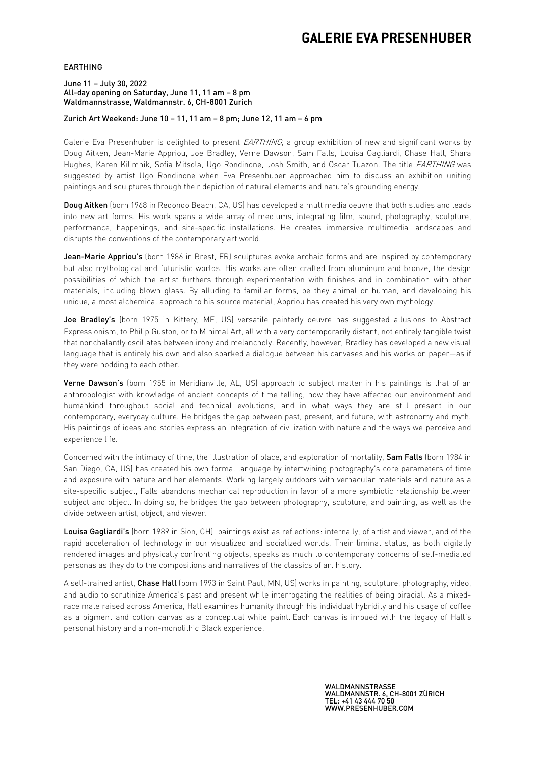# GALERIE EVA PRESENHUBER

EARTHING

**June 11 – July 30, 2022**
**All-day opening on Saturday, June 11, 11 am – 8 pm**
**Waldmannstrasse, Waldmannstr. 6, CH-8001 Zurich**

**Zurich Art Weekend: June 10 – 11, 11 am – 8 pm; June 12, 11 am – 6 pm**

Galerie Eva Presenhuber is delighted to present *EARTHING*, a group exhibition of new and significant works by Doug Aitken, Jean-Marie Appriou, Joe Bradley, Verne Dawson, Sam Falls, Louisa Gagliardi, Chase Hall, Shara Hughes, Karen Kilimnik, Sofia Mitsola, Ugo Rondinone, Josh Smith, and Oscar Tuazon. The title *EARTHING* was suggested by artist Ugo Rondinone when Eva Presenhuber approached him to discuss an exhibition uniting paintings and sculptures through their depiction of natural elements and nature's grounding energy.

**Doug Aitken** (born 1968 in Redondo Beach, CA, US) has developed a multimedia oeuvre that both studies and leads into new art forms. His work spans a wide array of mediums, integrating film, sound, photography, sculpture, performance, happenings, and site-specific installations. He creates immersive multimedia landscapes and disrupts the conventions of the contemporary art world.

**Jean-Marie Appriou's** (born 1986 in Brest, FR) sculptures evoke archaic forms and are inspired by contemporary but also mythological and futuristic worlds. His works are often crafted from aluminum and bronze, the design possibilities of which the artist furthers through experimentation with finishes and in combination with other materials, including blown glass. By alluding to familiar forms, be they animal or human, and developing his unique, almost alchemical approach to his source material, Appriou has created his very own mythology.

**Joe Bradley's** (born 1975 in Kittery, ME, US) versatile painterly oeuvre has suggested allusions to Abstract Expressionism, to Philip Guston, or to Minimal Art, all with a very contemporarily distant, not entirely tangible twist that nonchalantly oscillates between irony and melancholy. Recently, however, Bradley has developed a new visual language that is entirely his own and also sparked a dialogue between his canvases and his works on paper—as if they were nodding to each other.

**Verne Dawson's** (born 1955 in Meridianville, AL, US) approach to subject matter in his paintings is that of an anthropologist with knowledge of ancient concepts of time telling, how they have affected our environment and humankind throughout social and technical evolutions, and in what ways they are still present in our contemporary, everyday culture. He bridges the gap between past, present, and future, with astronomy and myth. His paintings of ideas and stories express an integration of civilization with nature and the ways we perceive and experience life.

Concerned with the intimacy of time, the illustration of place, and exploration of mortality, **Sam Falls** (born 1984 in San Diego, CA, US) has created his own formal language by intertwining photography's core parameters of time and exposure with nature and her elements. Working largely outdoors with vernacular materials and nature as a site-specific subject, Falls abandons mechanical reproduction in favor of a more symbiotic relationship between subject and object. In doing so, he bridges the gap between photography, sculpture, and painting, as well as the divide between artist, object, and viewer.

**Louisa Gagliardi's** (born 1989 in Sion, CH) paintings exist as reflections: internally, of artist and viewer, and of the rapid acceleration of technology in our visualized and socialized worlds. Their liminal status, as both digitally rendered images and physically confronting objects, speaks as much to contemporary concerns of self-mediated personas as they do to the compositions and narratives of the classics of art history.

A self-trained artist, **Chase Hall** (born 1993 in Saint Paul, MN, US) works in painting, sculpture, photography, video, and audio to scrutinize America's past and present while interrogating the realities of being biracial. As a mixed-race male raised across America, Hall examines humanity through his individual hybridity and his usage of coffee as a pigment and cotton canvas as a conceptual white paint. Each canvas is imbued with the legacy of Hall's personal history and a non-monolithic Black experience.

WALDMANNSTRASSE
WALDMANNSTR. 6, CH-8001 ZÜRICH
TEL: +41 43 444 70 50
WWW.PRESENHUBER.COM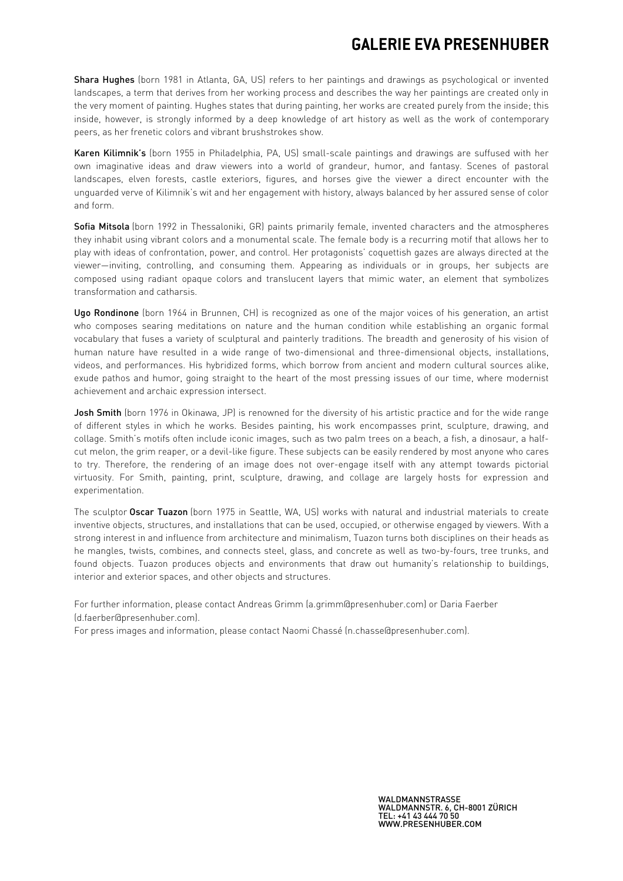**Shara Hughes** (born 1981 in Atlanta, GA, US) refers to her paintings and drawings as psychological or invented landscapes, a term that derives from her working process and describes the way her paintings are created only in the very moment of painting. Hughes states that during painting, her works are created purely from the inside; this inside, however, is strongly informed by a deep knowledge of art history as well as the work of contemporary peers, as her frenetic colors and vibrant brushstrokes show.

**Karen Kilimnik's** (born 1955 in Philadelphia, PA, US) small-scale paintings and drawings are suffused with her own imaginative ideas and draw viewers into a world of grandeur, humor, and fantasy. Scenes of pastoral landscapes, elven forests, castle exteriors, figures, and horses give the viewer a direct encounter with the unguarded verve of Kilimnik's wit and her engagement with history, always balanced by her assured sense of color and form.

**Sofia Mitsola** (born 1992 in Thessaloniki, GR) paints primarily female, invented characters and the atmospheres they inhabit using vibrant colors and a monumental scale. The female body is a recurring motif that allows her to play with ideas of confrontation, power, and control. Her protagonists' coquettish gazes are always directed at the viewer—inviting, controlling, and consuming them. Appearing as individuals or in groups, her subjects are composed using radiant opaque colors and translucent layers that mimic water, an element that symbolizes transformation and catharsis.

**Ugo Rondinone** (born 1964 in Brunnen, CH) is recognized as one of the major voices of his generation, an artist who composes searing meditations on nature and the human condition while establishing an organic formal vocabulary that fuses a variety of sculptural and painterly traditions. The breadth and generosity of his vision of human nature have resulted in a wide range of two-dimensional and three-dimensional objects, installations, videos, and performances. His hybridized forms, which borrow from ancient and modern cultural sources alike, exude pathos and humor, going straight to the heart of the most pressing issues of our time, where modernist achievement and archaic expression intersect.

**Josh Smith** (born 1976 in Okinawa, JP) is renowned for the diversity of his artistic practice and for the wide range of different styles in which he works. Besides painting, his work encompasses print, sculpture, drawing, and collage. Smith's motifs often include iconic images, such as two palm trees on a beach, a fish, a dinosaur, a half-cut melon, the grim reaper, or a devil-like figure. These subjects can be easily rendered by most anyone who cares to try. Therefore, the rendering of an image does not over-engage itself with any attempt towards pictorial virtuosity. For Smith, painting, print, sculpture, drawing, and collage are largely hosts for expression and experimentation.

The sculptor **Oscar Tuazon** (born 1975 in Seattle, WA, US) works with natural and industrial materials to create inventive objects, structures, and installations that can be used, occupied, or otherwise engaged by viewers. With a strong interest in and influence from architecture and minimalism, Tuazon turns both disciplines on their heads as he mangles, twists, combines, and connects steel, glass, and concrete as well as two-by-fours, tree trunks, and found objects. Tuazon produces objects and environments that draw out humanity's relationship to buildings, interior and exterior spaces, and other objects and structures.

For further information, please contact Andreas Grimm (a.grimm@presenhuber.com) or Daria Faerber (d.faerber@presenhuber.com).
For press images and information, please contact Naomi Chassé (n.chasse@presenhuber.com).